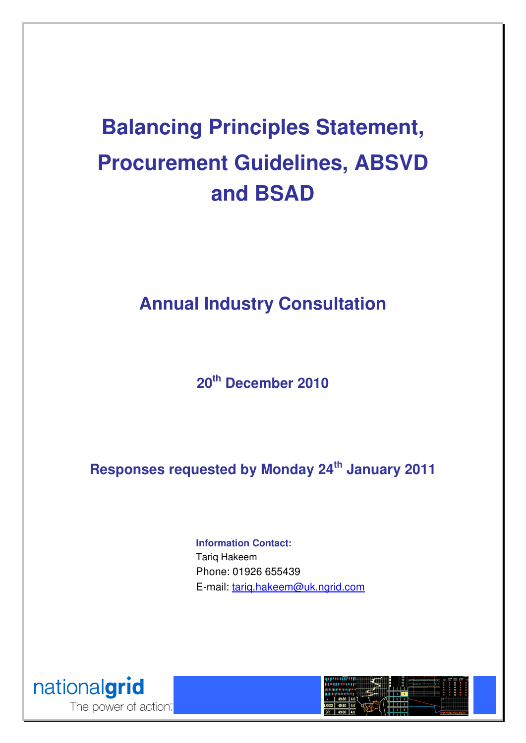# Balancing Principles Statement, Procurement Guidelines, ABSVD and BSAD

## Annual Industry Consultation

**20th December 2010**

**Responses requested by Monday 24th January 2011**

**Information Contact:**
Tariq Hakeem
Phone: 01926 655439
E-mail: tariq.hakeem@uk.ngrid.com

nationalgrid
The power of action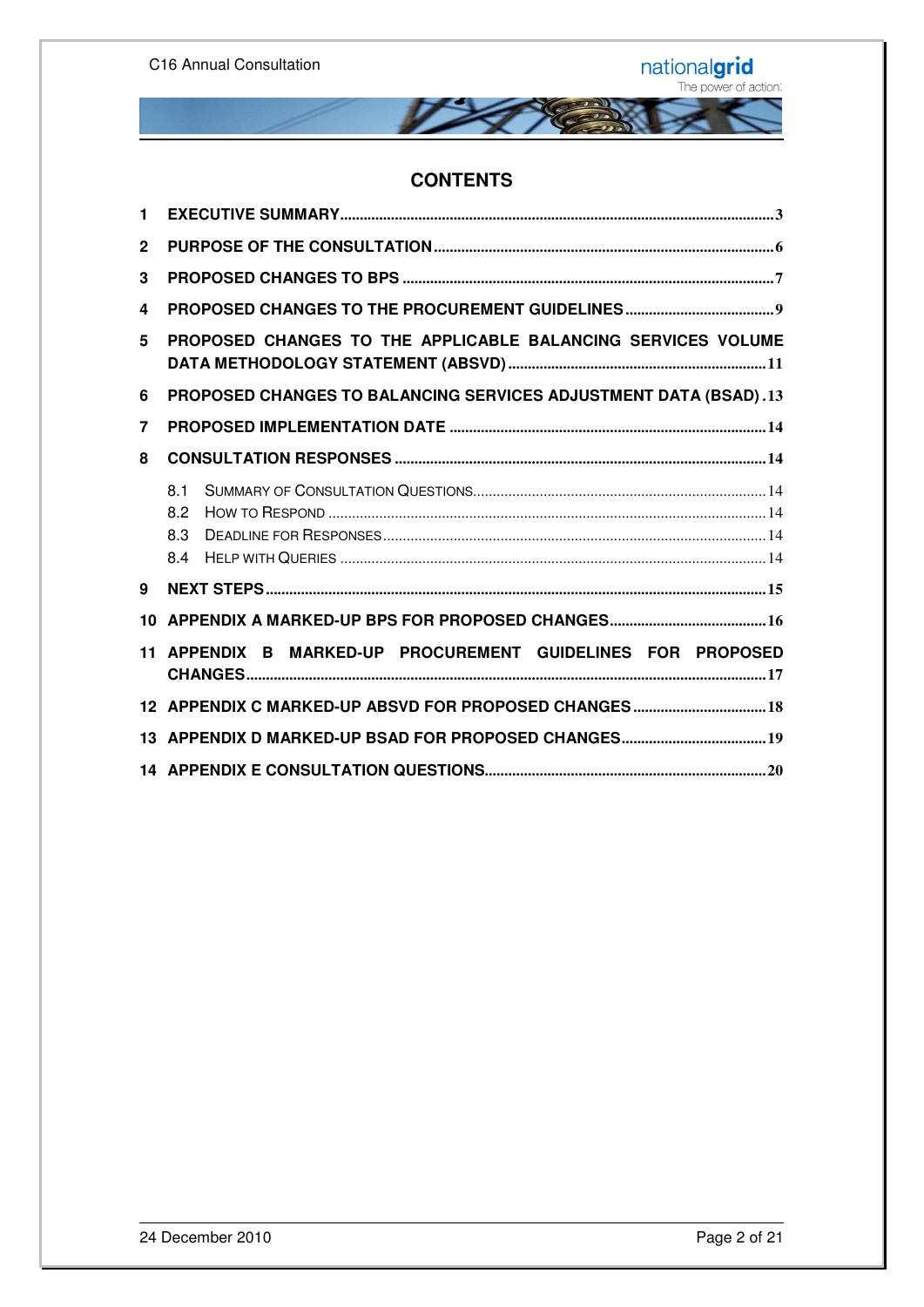## CONTENTS

1 EXECUTIVE SUMMARY ...................................................................... 3

2 PURPOSE OF THE CONSULTATION ................................................... 6

3 PROPOSED CHANGES TO BPS ........................................................... 7

4 PROPOSED CHANGES TO THE PROCUREMENT GUIDELINES ................ 9

5 PROPOSED CHANGES TO THE APPLICABLE BALANCING SERVICES VOLUME DATA METHODOLOGY STATEMENT (ABSVD) ................................. 11

6 PROPOSED CHANGES TO BALANCING SERVICES ADJUSTMENT DATA (BSAD) . 13

7 PROPOSED IMPLEMENTATION DATE ................................................. 14

8 CONSULTATION RESPONSES .............................................................. 14

- 8.1 SUMMARY OF CONSULTATION QUESTIONS ........................................ 14
- 8.2 HOW TO RESPOND ........................................................................ 14
- 8.3 DEADLINE FOR RESPONSES ............................................................ 14
- 8.4 HELP WITH QUERIES ..................................................................... 14

9 NEXT STEPS .................................................................................... 15

10 APPENDIX A MARKED-UP BPS FOR PROPOSED CHANGES ..................... 16

11 APPENDIX B MARKED-UP PROCUREMENT GUIDELINES FOR PROPOSED CHANGES ......................................................................................... 17

12 APPENDIX C MARKED-UP ABSVD FOR PROPOSED CHANGES .................. 18

13 APPENDIX D MARKED-UP BSAD FOR PROPOSED CHANGES ..................... 19

14 APPENDIX E CONSULTATION QUESTIONS ............................................ 20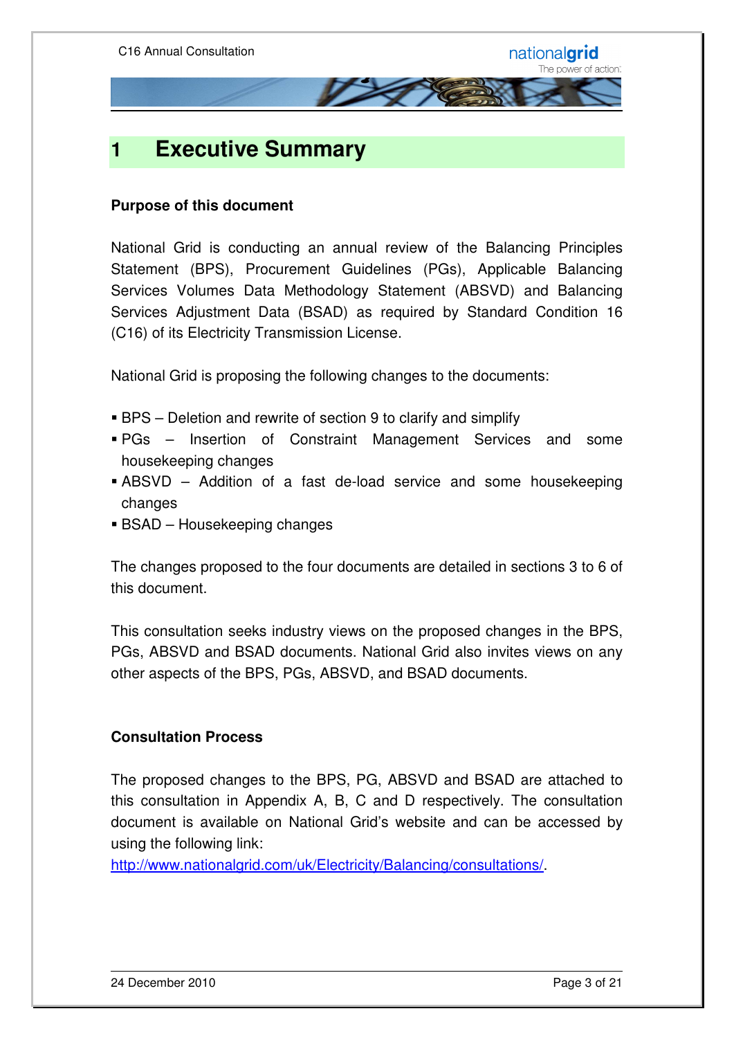# 1 Executive Summary

**Purpose of this document**

National Grid is conducting an annual review of the Balancing Principles Statement (BPS), Procurement Guidelines (PGs), Applicable Balancing Services Volumes Data Methodology Statement (ABSVD) and Balancing Services Adjustment Data (BSAD) as required by Standard Condition 16 (C16) of its Electricity Transmission License.

National Grid is proposing the following changes to the documents:

- BPS – Deletion and rewrite of section 9 to clarify and simplify
- PGs – Insertion of Constraint Management Services and some housekeeping changes
- ABSVD – Addition of a fast de-load service and some housekeeping changes
- BSAD – Housekeeping changes

The changes proposed to the four documents are detailed in sections 3 to 6 of this document.

This consultation seeks industry views on the proposed changes in the BPS, PGs, ABSVD and BSAD documents. National Grid also invites views on any other aspects of the BPS, PGs, ABSVD, and BSAD documents.

**Consultation Process**

The proposed changes to the BPS, PG, ABSVD and BSAD are attached to this consultation in Appendix A, B, C and D respectively. The consultation document is available on National Grid's website and can be accessed by using the following link:
http://www.nationalgrid.com/uk/Electricity/Balancing/consultations/.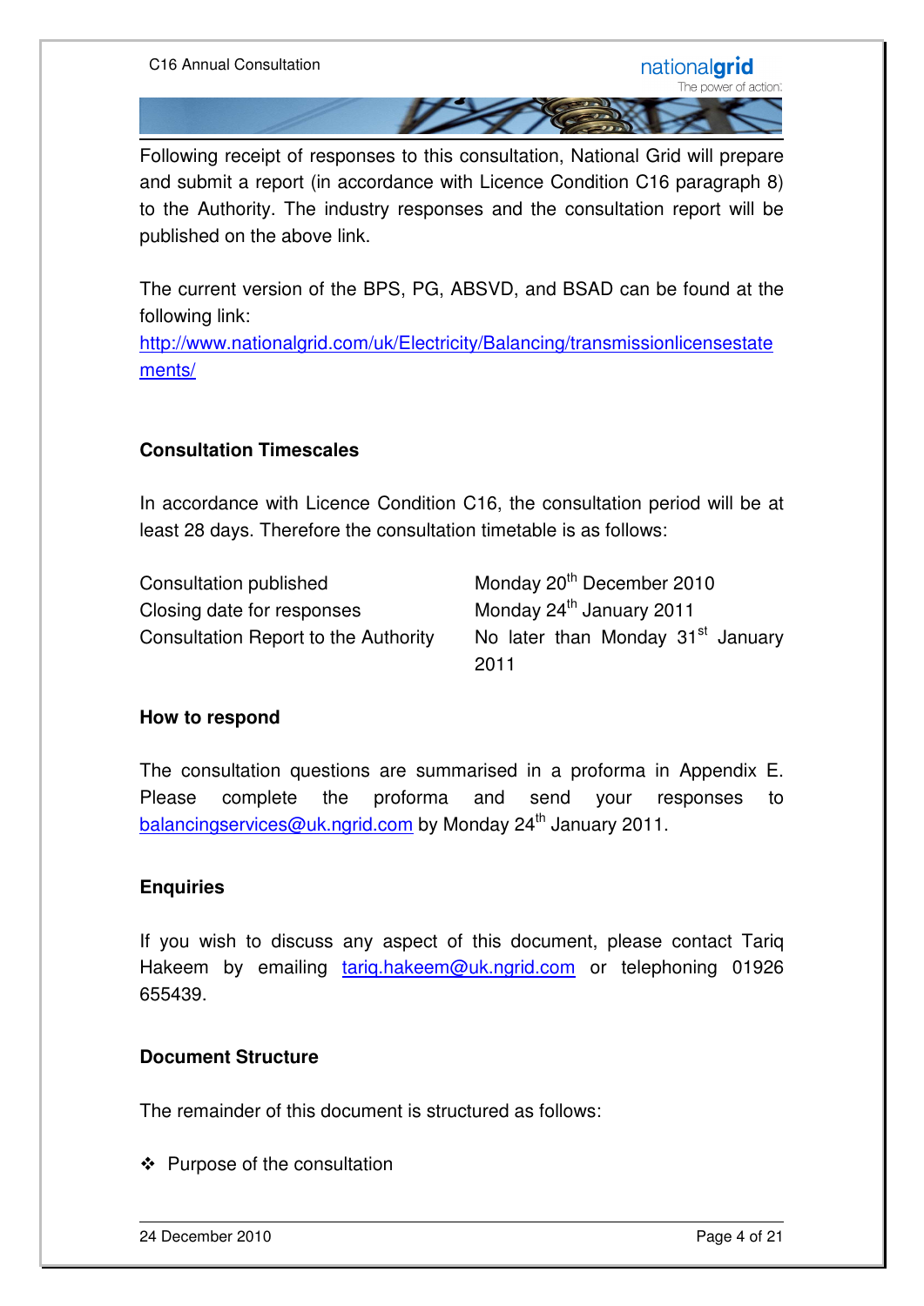Following receipt of responses to this consultation, National Grid will prepare and submit a report (in accordance with Licence Condition C16 paragraph 8) to the Authority. The industry responses and the consultation report will be published on the above link.

The current version of the BPS, PG, ABSVD, and BSAD can be found at the following link:
http://www.nationalgrid.com/uk/Electricity/Balancing/transmissionlicensestatements/

### Consultation Timescales

In accordance with Licence Condition C16, the consultation period will be at least 28 days. Therefore the consultation timetable is as follows:

| | |
|---|---|
| Consultation published | Monday 20th December 2010 |
| Closing date for responses | Monday 24th January 2011 |
| Consultation Report to the Authority | No later than Monday 31st January 2011 |

### How to respond

The consultation questions are summarised in a proforma in Appendix E. Please complete the proforma and send your responses to balancingservices@uk.ngrid.com by Monday 24th January 2011.

### Enquiries

If you wish to discuss any aspect of this document, please contact Tariq Hakeem by emailing tariq.hakeem@uk.ngrid.com or telephoning 01926 655439.

### Document Structure

The remainder of this document is structured as follows:

- Purpose of the consultation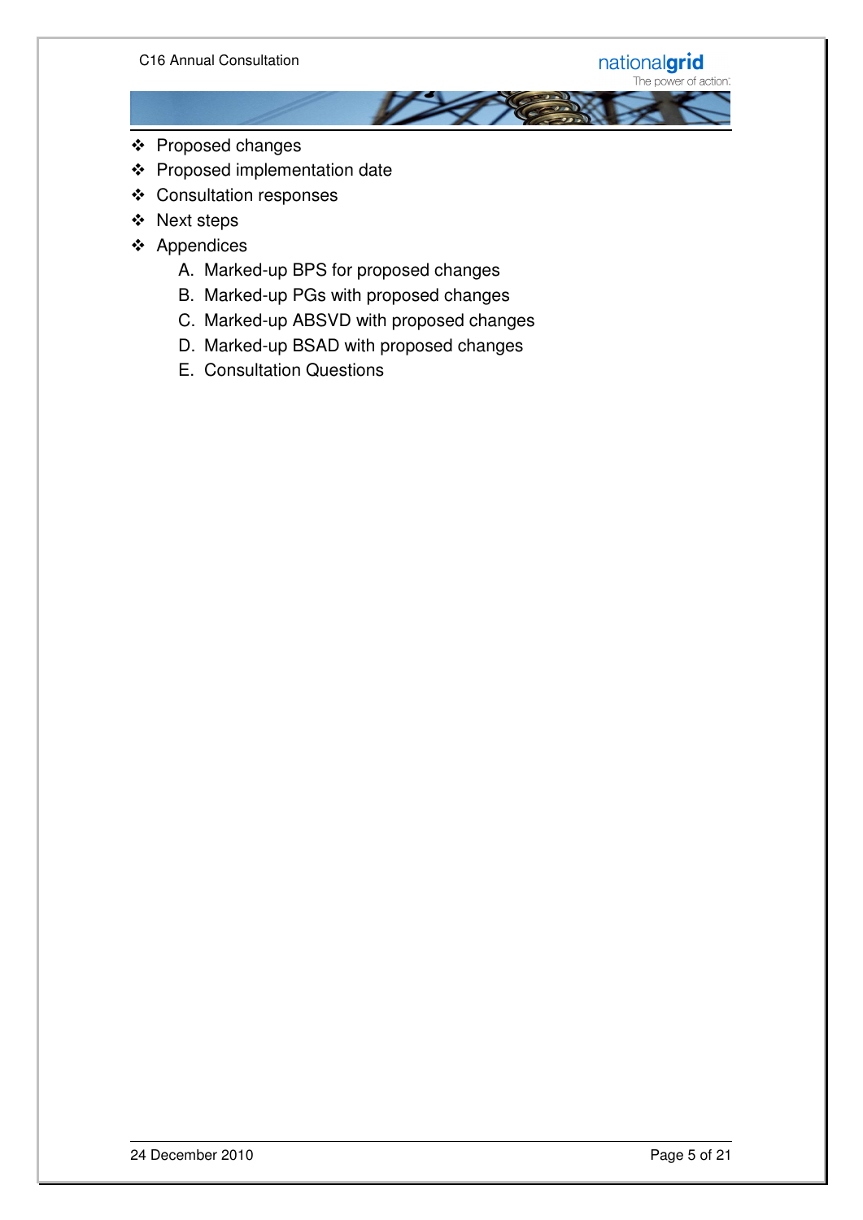- Proposed changes
- Proposed implementation date
- Consultation responses
- Next steps
- Appendices
    - A. Marked-up BPS for proposed changes
    - B. Marked-up PGs with proposed changes
    - C. Marked-up ABSVD with proposed changes
    - D. Marked-up BSAD with proposed changes
    - E. Consultation Questions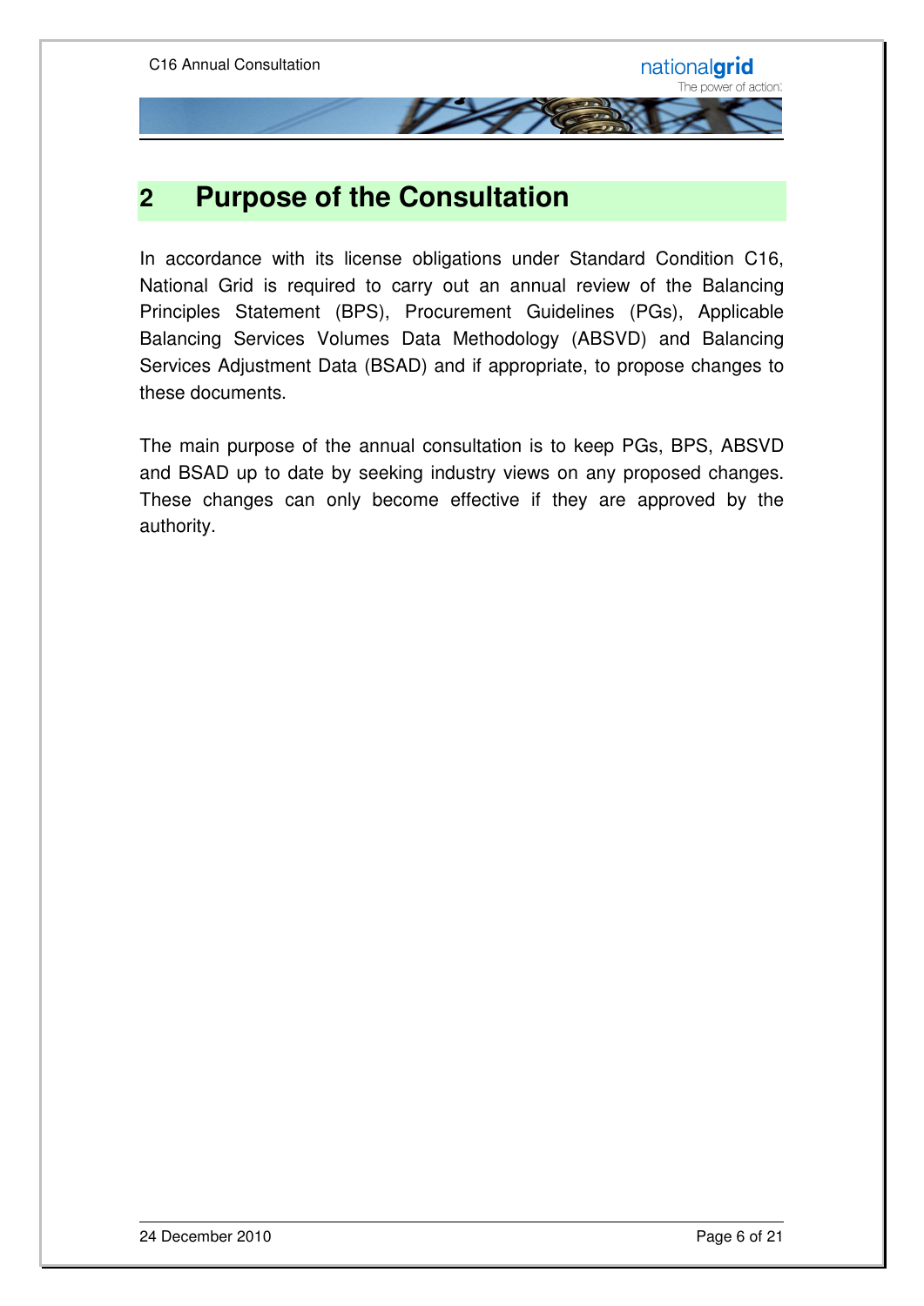## 2 Purpose of the Consultation

In accordance with its license obligations under Standard Condition C16, National Grid is required to carry out an annual review of the Balancing Principles Statement (BPS), Procurement Guidelines (PGs), Applicable Balancing Services Volumes Data Methodology (ABSVD) and Balancing Services Adjustment Data (BSAD) and if appropriate, to propose changes to these documents.

The main purpose of the annual consultation is to keep PGs, BPS, ABSVD and BSAD up to date by seeking industry views on any proposed changes. These changes can only become effective if they are approved by the authority.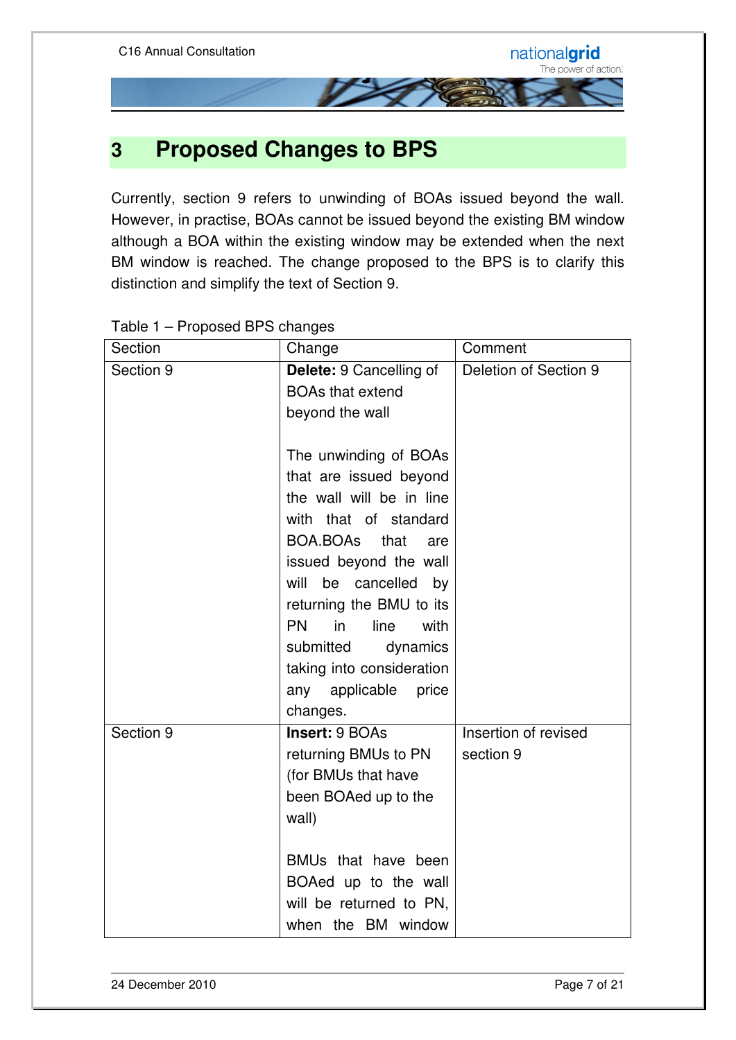# 3 Proposed Changes to BPS

Currently, section 9 refers to unwinding of BOAs issued beyond the wall. However, in practise, BOAs cannot be issued beyond the existing BM window although a BOA within the existing window may be extended when the next BM window is reached. The change proposed to the BPS is to clarify this distinction and simplify the text of Section 9.

Table 1 – Proposed BPS changes

| Section | Change | Comment |
|---|---|---|
| Section 9 | **Delete:** 9 Cancelling of BOAs that extend beyond the wall<br><br>The unwinding of BOAs that are issued beyond the wall will be in line with that of standard BOA.BOAs that are issued beyond the wall will be cancelled by returning the BMU to its PN in line with submitted dynamics taking into consideration any applicable price changes. | Deletion of Section 9 |
| Section 9 | **Insert:** 9 BOAs returning BMUs to PN (for BMUs that have been BOAed up to the wall)<br><br>BMUs that have been BOAed up to the wall will be returned to PN, when the BM window | Insertion of revised section 9 |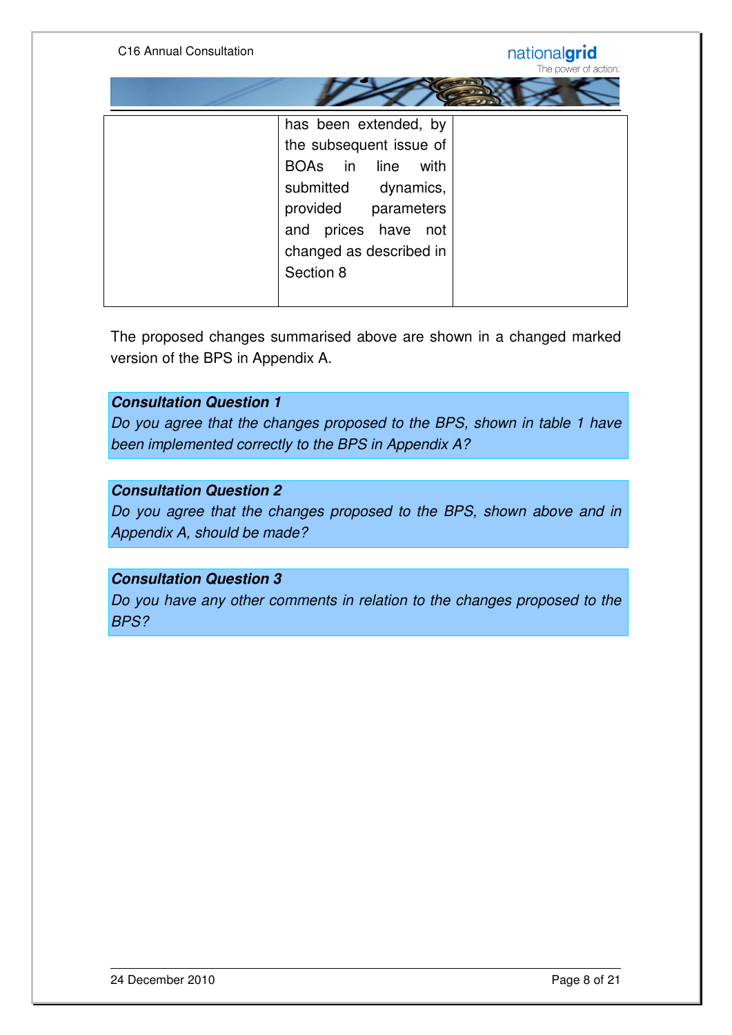| | | |
|---|---|---|
| | has been extended, by the subsequent issue of BOAs in line with submitted dynamics, provided parameters and prices have not changed as described in Section 8 | |

The proposed changes summarised above are shown in a changed marked version of the BPS in Appendix A.

***Consultation Question 1***
*Do you agree that the changes proposed to the BPS, shown in table 1 have been implemented correctly to the BPS in Appendix A?*

***Consultation Question 2***
*Do you agree that the changes proposed to the BPS, shown above and in Appendix A, should be made?*

***Consultation Question 3***
*Do you have any other comments in relation to the changes proposed to the BPS?*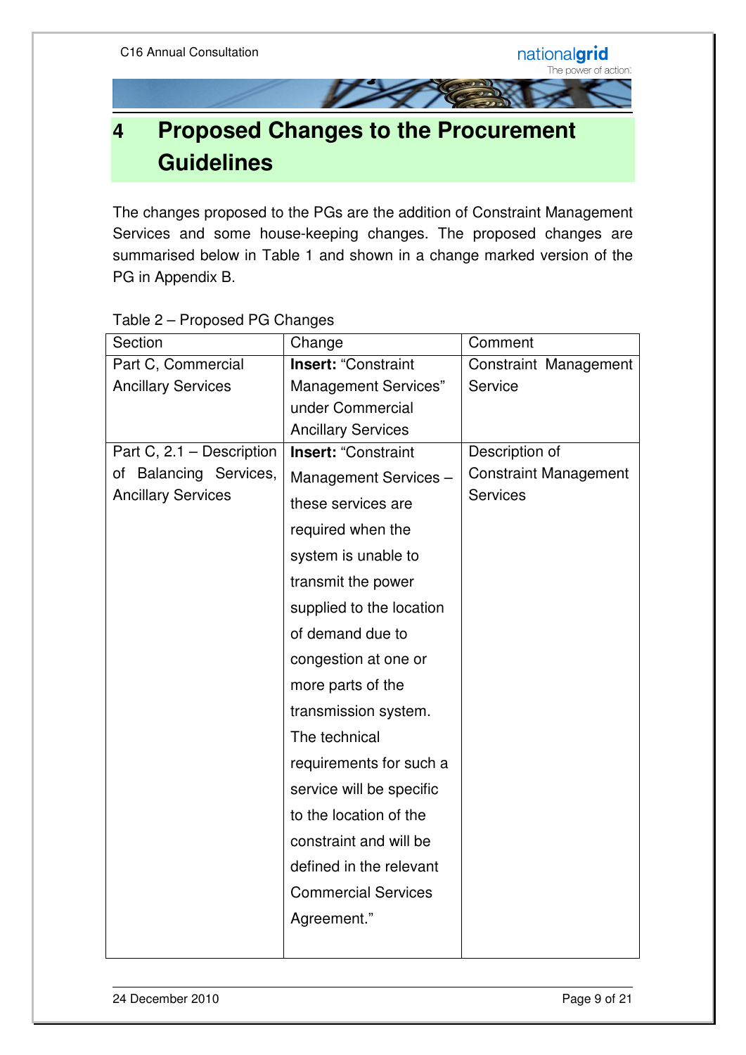# 4 Proposed Changes to the Procurement Guidelines

The changes proposed to the PGs are the addition of Constraint Management Services and some house-keeping changes. The proposed changes are summarised below in Table 1 and shown in a change marked version of the PG in Appendix B.

Table 2 – Proposed PG Changes

| Section | Change | Comment |
|---|---|---|
| Part C, Commercial Ancillary Services | **Insert:** "Constraint Management Services" under Commercial Ancillary Services | Constraint Management Service |
| Part C, 2.1 – Description of Balancing Services, Ancillary Services | **Insert:** "Constraint Management Services – these services are required when the system is unable to transmit the power supplied to the location of demand due to congestion at one or more parts of the transmission system. The technical requirements for such a service will be specific to the location of the constraint and will be defined in the relevant Commercial Services Agreement." | Description of Constraint Management Services |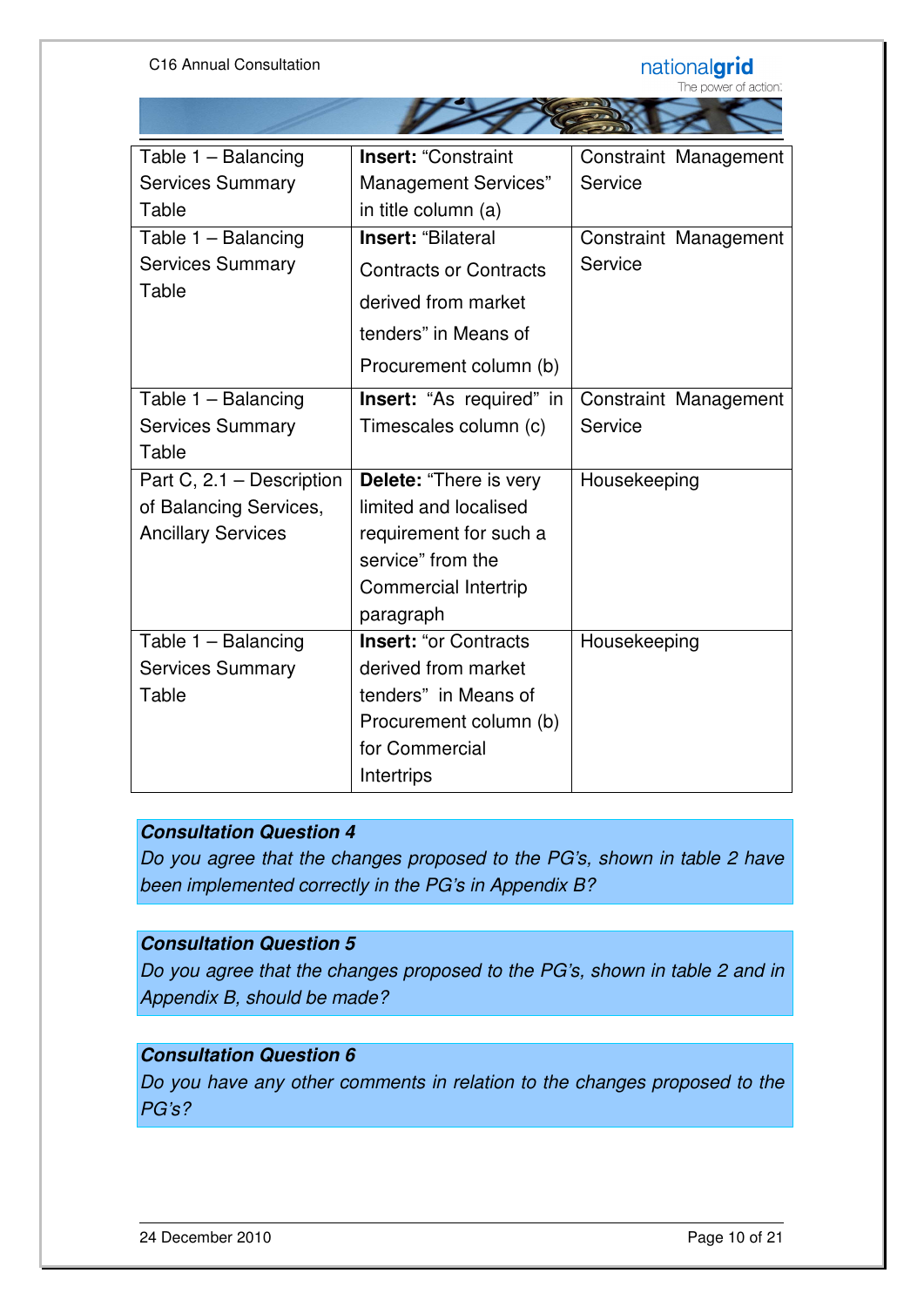| | | |
|---|---|---|
| Table 1 – Balancing Services Summary Table | **Insert:** "Constraint Management Services" in title column (a) | Constraint Management Service |
| Table 1 – Balancing Services Summary Table | **Insert:** "Bilateral Contracts or Contracts derived from market tenders" in Means of Procurement column (b) | Constraint Management Service |
| Table 1 – Balancing Services Summary Table | **Insert:** "As required" in Timescales column (c) | Constraint Management Service |
| Part C, 2.1 – Description of Balancing Services, Ancillary Services | **Delete:** "There is very limited and localised requirement for such a service" from the Commercial Intertrip paragraph | Housekeeping |
| Table 1 – Balancing Services Summary Table | **Insert:** "or Contracts derived from market tenders" in Means of Procurement column (b) for Commercial Intertrips | Housekeeping |

***Consultation Question 4***
*Do you agree that the changes proposed to the PG's, shown in table 2 have been implemented correctly in the PG's in Appendix B?*

***Consultation Question 5***
*Do you agree that the changes proposed to the PG's, shown in table 2 and in Appendix B, should be made?*

***Consultation Question 6***
*Do you have any other comments in relation to the changes proposed to the PG's?*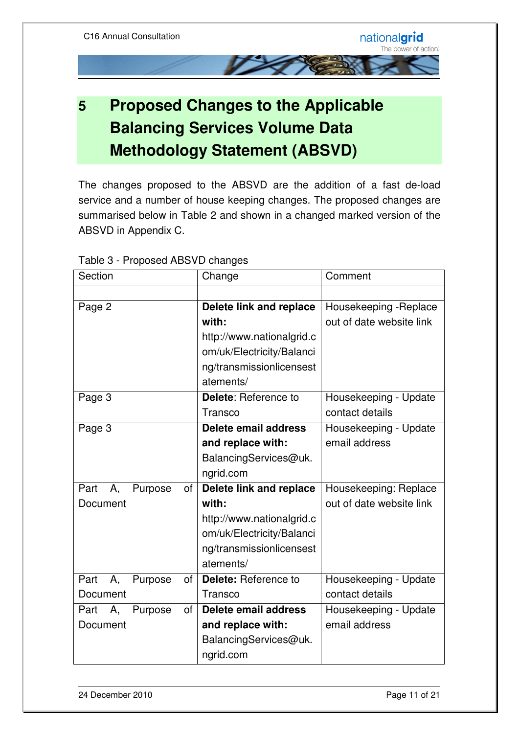# 5 Proposed Changes to the Applicable Balancing Services Volume Data Methodology Statement (ABSVD)

The changes proposed to the ABSVD are the addition of a fast de-load service and a number of house keeping changes. The proposed changes are summarised below in Table 2 and shown in a changed marked version of the ABSVD in Appendix C.

Table 3 - Proposed ABSVD changes

| Section | Change | Comment |
|---|---|---|
| | | |
| Page 2 | **Delete link and replace with:** http://www.nationalgrid.com/uk/Electricity/Balancing/transmissionlicensestatements/ | Housekeeping -Replace out of date website link |
| Page 3 | **Delete**: Reference to Transco | Housekeeping - Update contact details |
| Page 3 | **Delete email address and replace with:** BalancingServices@uk.ngrid.com | Housekeeping - Update email address |
| Part A, Purpose of Document | **Delete link and replace with:** http://www.nationalgrid.com/uk/Electricity/Balancing/transmissionlicensestatements/ | Housekeeping: Replace out of date website link |
| Part A, Purpose of Document | **Delete:** Reference to Transco | Housekeeping - Update contact details |
| Part A, Purpose of Document | **Delete email address and replace with:** BalancingServices@uk.ngrid.com | Housekeeping - Update email address |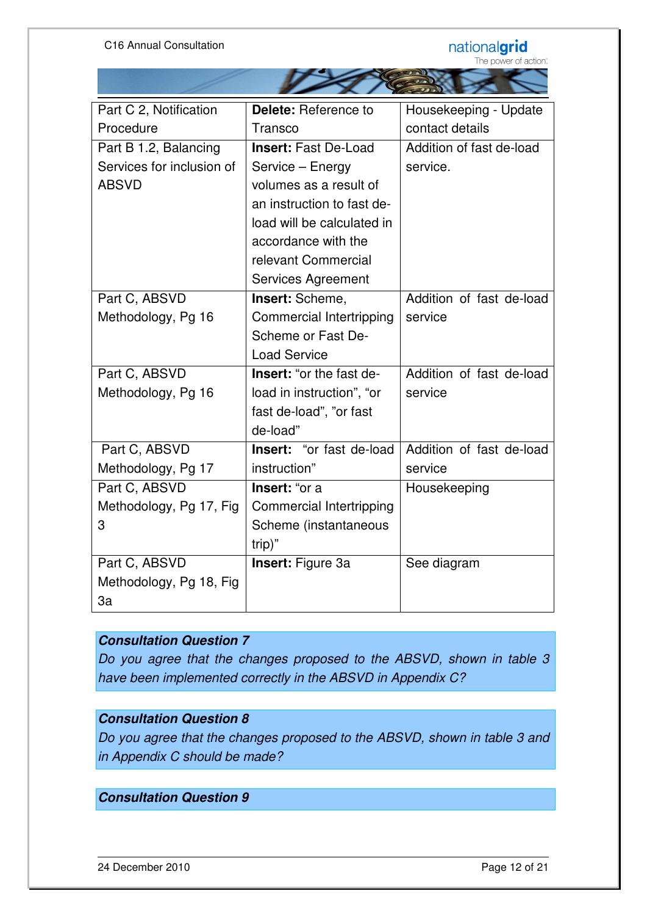| | | |
|---|---|---|
| Part C 2, Notification Procedure | **Delete:** Reference to Transco | Housekeeping - Update contact details |
| Part B 1.2, Balancing Services for inclusion of ABSVD | **Insert:** Fast De-Load Service – Energy volumes as a result of an instruction to fast de-load will be calculated in accordance with the relevant Commercial Services Agreement | Addition of fast de-load service. |
| Part C, ABSVD Methodology, Pg 16 | **Insert:** Scheme, Commercial Intertripping Scheme or Fast De-Load Service | Addition of fast de-load service |
| Part C, ABSVD Methodology, Pg 16 | **Insert:** "or the fast de-load in instruction", "or fast de-load", "or fast de-load" | Addition of fast de-load service |
| Part C, ABSVD Methodology, Pg 17 | **Insert:** "or fast de-load instruction" | Addition of fast de-load service |
| Part C, ABSVD Methodology, Pg 17, Fig 3 | **Insert:** "or a Commercial Intertripping Scheme (instantaneous trip)" | Housekeeping |
| Part C, ABSVD Methodology, Pg 18, Fig 3a | **Insert:** Figure 3a | See diagram |

***Consultation Question 7***
*Do you agree that the changes proposed to the ABSVD, shown in table 3 have been implemented correctly in the ABSVD in Appendix C?*

***Consultation Question 8***
*Do you agree that the changes proposed to the ABSVD, shown in table 3 and in Appendix C should be made?*

***Consultation Question 9***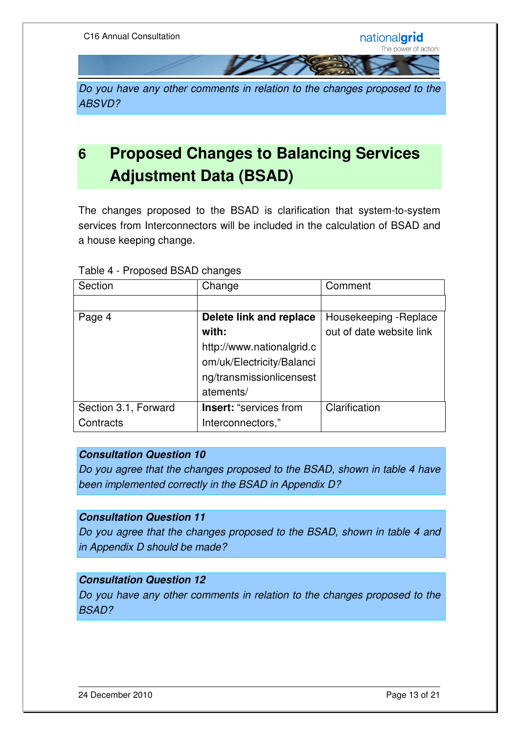*Do you have any other comments in relation to the changes proposed to the ABSVD?*

## 6 Proposed Changes to Balancing Services Adjustment Data (BSAD)

The changes proposed to the BSAD is clarification that system-to-system services from Interconnectors will be included in the calculation of BSAD and a house keeping change.

Table 4 - Proposed BSAD changes

| Section | Change | Comment |
|---|---|---|
| | | |
| Page 4 | **Delete link and replace with:** http://www.nationalgrid.com/uk/Electricity/Balancing/transmissionlicensestatements/ | Housekeeping -Replace out of date website link |
| Section 3.1, Forward Contracts | **Insert:** "services from Interconnectors," | Clarification |

***Consultation Question 10***
*Do you agree that the changes proposed to the BSAD, shown in table 4 have been implemented correctly in the BSAD in Appendix D?*

***Consultation Question 11***
*Do you agree that the changes proposed to the BSAD, shown in table 4 and in Appendix D should be made?*

***Consultation Question 12***
*Do you have any other comments in relation to the changes proposed to the BSAD?*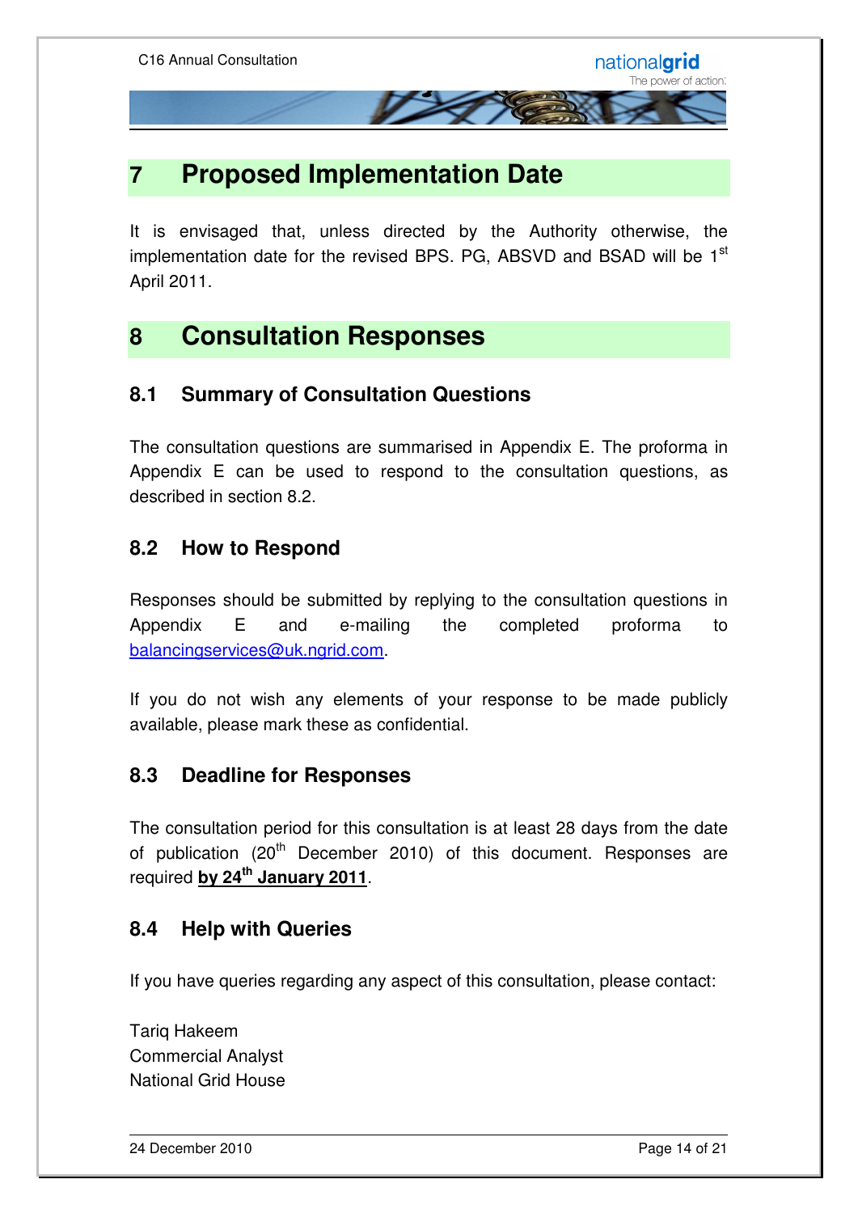# 7 Proposed Implementation Date

It is envisaged that, unless directed by the Authority otherwise, the implementation date for the revised BPS. PG, ABSVD and BSAD will be 1st April 2011.

# 8 Consultation Responses

## 8.1 Summary of Consultation Questions

The consultation questions are summarised in Appendix E. The proforma in Appendix E can be used to respond to the consultation questions, as described in section 8.2.

## 8.2 How to Respond

Responses should be submitted by replying to the consultation questions in Appendix E and e-mailing the completed proforma to balancingservices@uk.ngrid.com.

If you do not wish any elements of your response to be made publicly available, please mark these as confidential.

## 8.3 Deadline for Responses

The consultation period for this consultation is at least 28 days from the date of publication (20th December 2010) of this document. Responses are required **by 24th January 2011**.

## 8.4 Help with Queries

If you have queries regarding any aspect of this consultation, please contact:

Tariq Hakeem
Commercial Analyst
National Grid House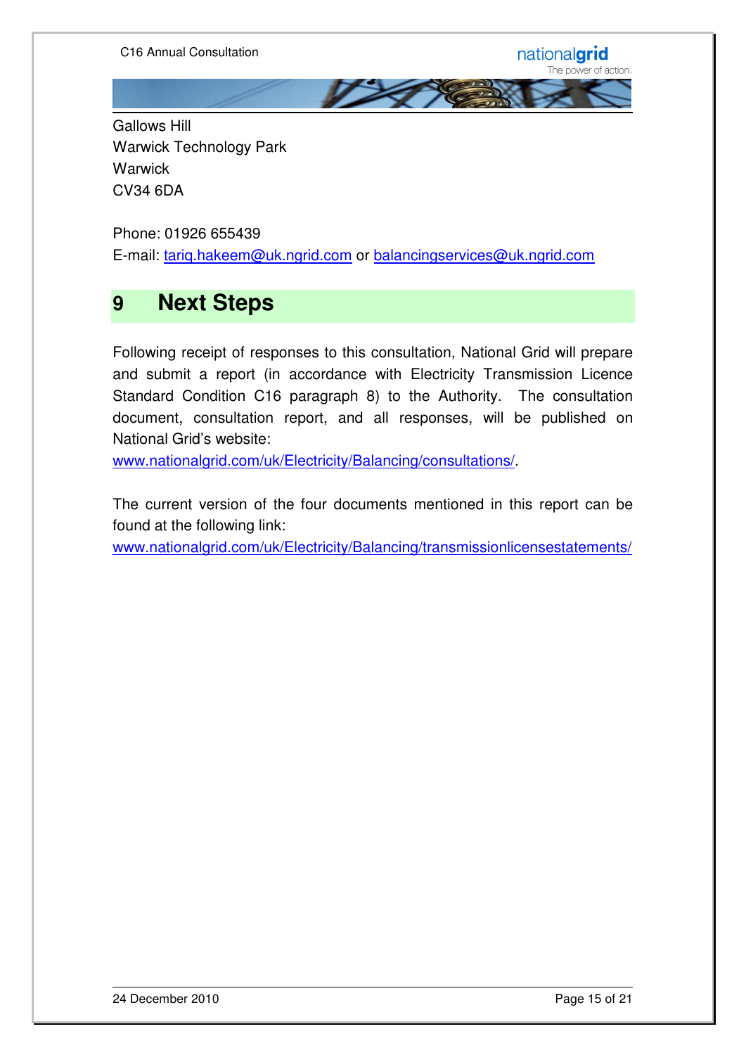Gallows Hill
Warwick Technology Park
Warwick
CV34 6DA

Phone: 01926 655439
E-mail: tariq.hakeem@uk.ngrid.com or balancingservices@uk.ngrid.com

# 9 Next Steps

Following receipt of responses to this consultation, National Grid will prepare and submit a report (in accordance with Electricity Transmission Licence Standard Condition C16 paragraph 8) to the Authority. The consultation document, consultation report, and all responses, will be published on National Grid's website:
www.nationalgrid.com/uk/Electricity/Balancing/consultations/.

The current version of the four documents mentioned in this report can be found at the following link:
www.nationalgrid.com/uk/Electricity/Balancing/transmissionlicensestatements/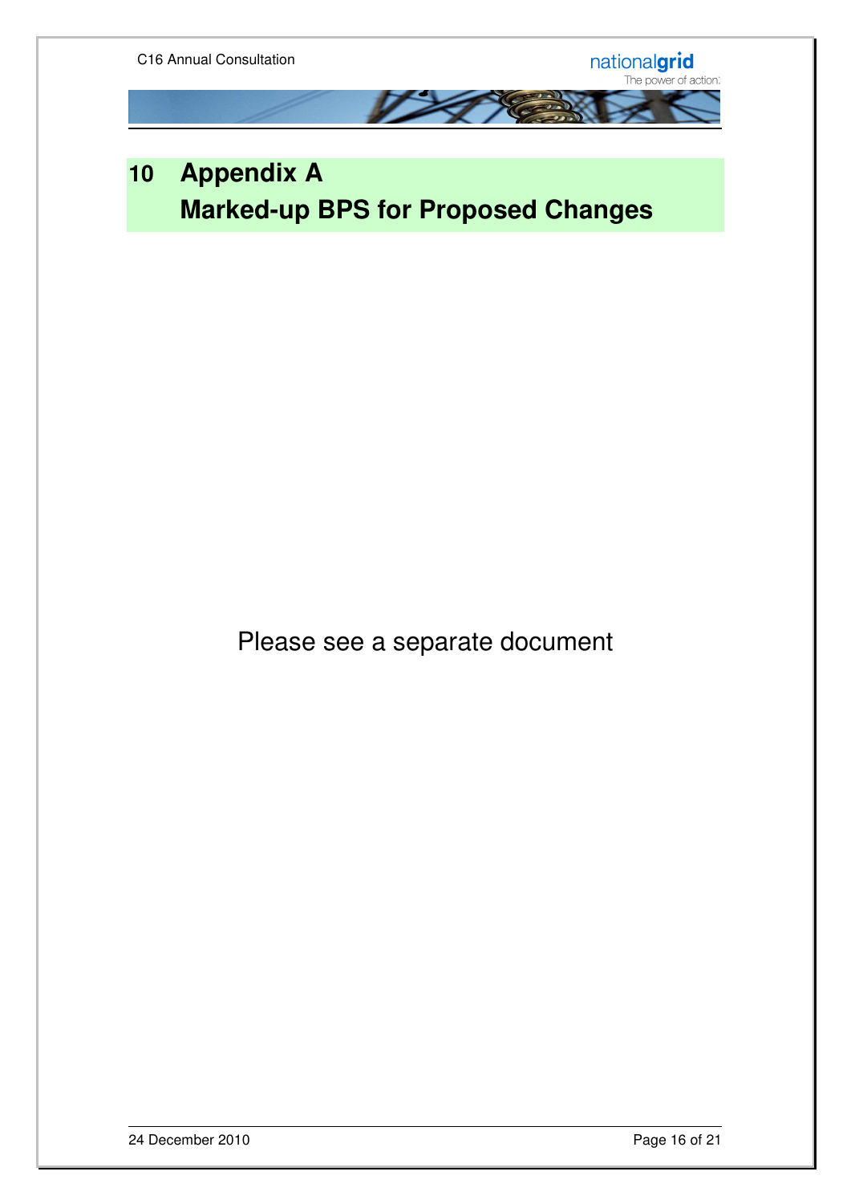# 10 Appendix A
# Marked-up BPS for Proposed Changes

Please see a separate document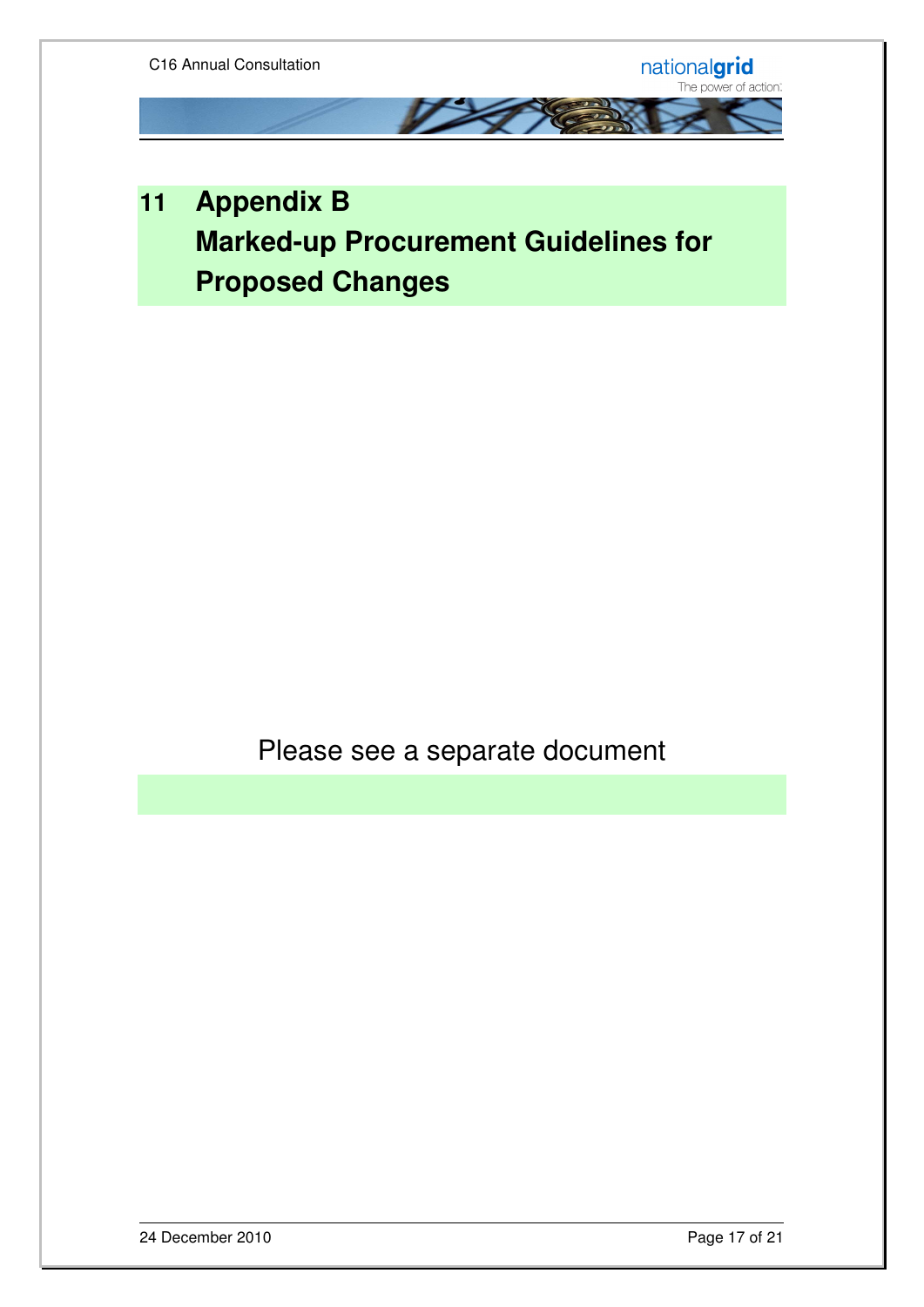# 11 Appendix B Marked-up Procurement Guidelines for Proposed Changes

Please see a separate document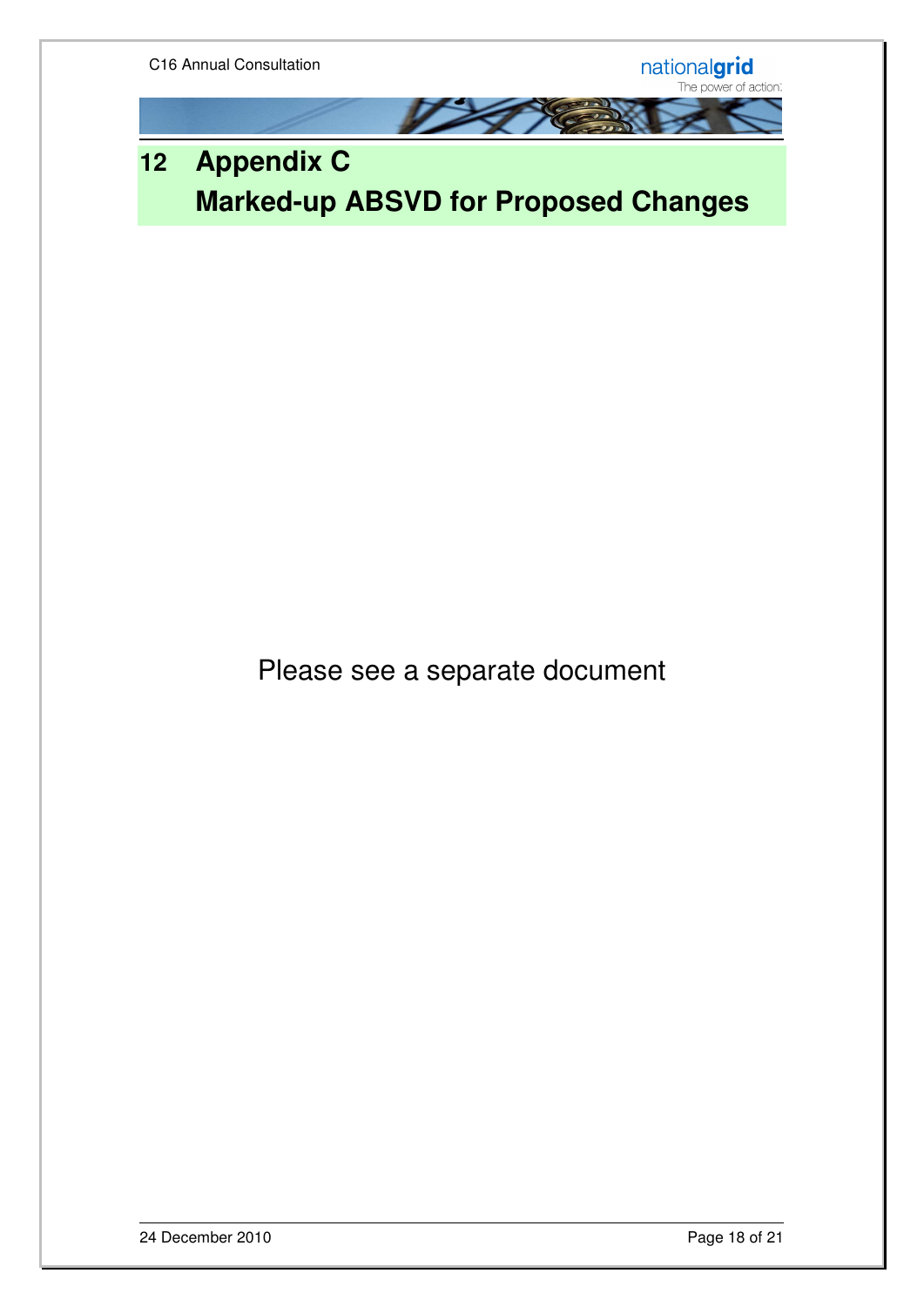# 12 Appendix C
# Marked-up ABSVD for Proposed Changes

Please see a separate document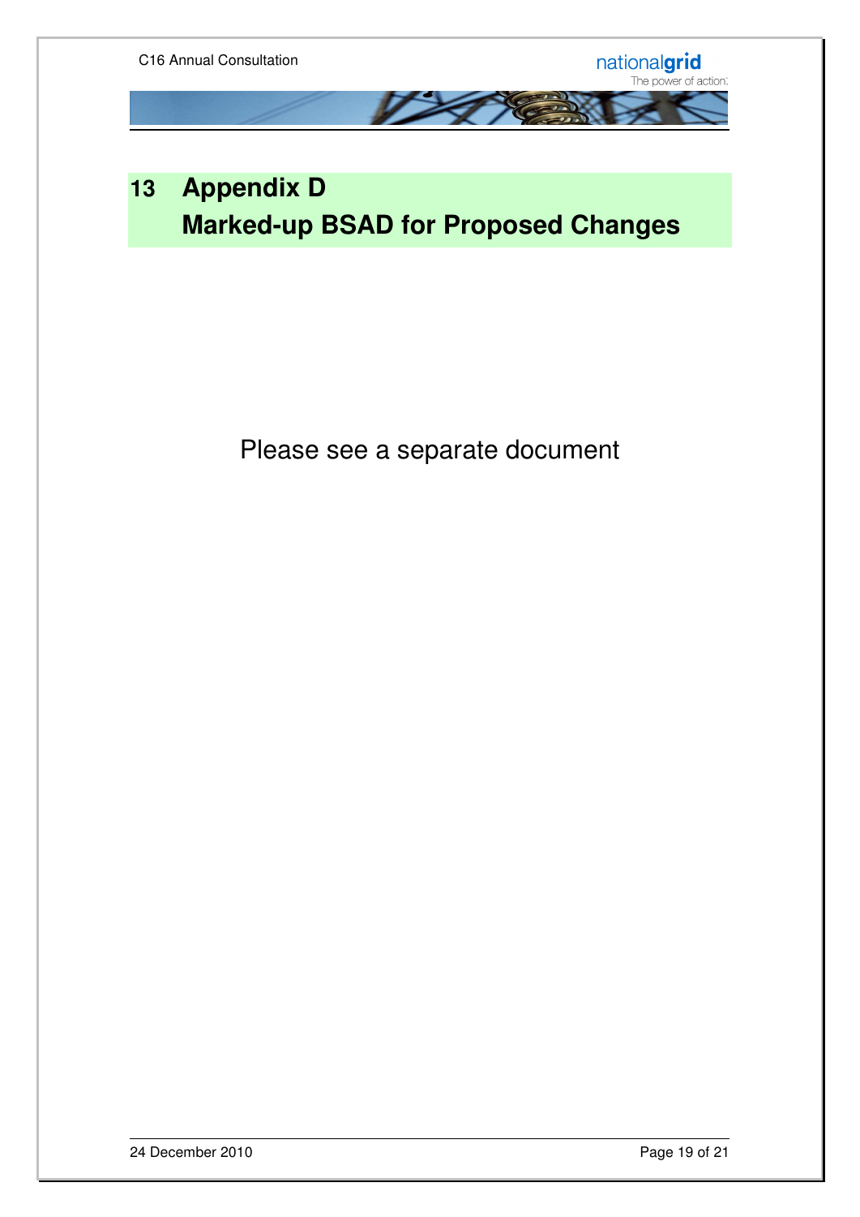# 13 Appendix D
# Marked-up BSAD for Proposed Changes

Please see a separate document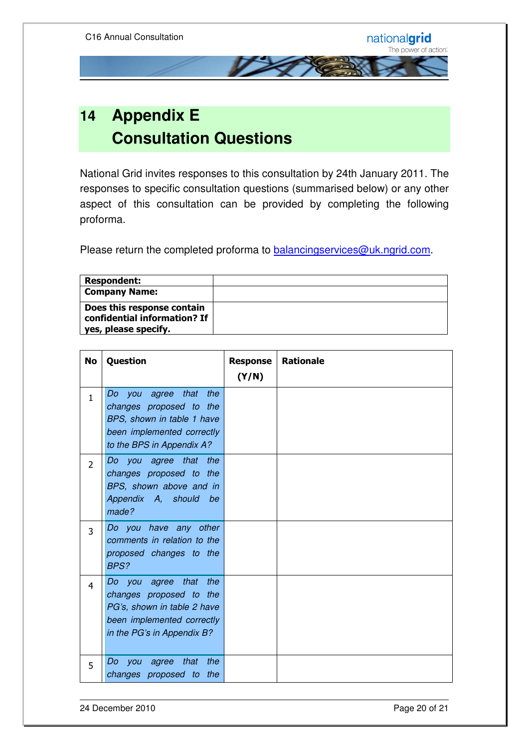# 14 Appendix E Consultation Questions

National Grid invites responses to this consultation by 24th January 2011. The responses to specific consultation questions (summarised below) or any other aspect of this consultation can be provided by completing the following proforma.

Please return the completed proforma to balancingservices@uk.ngrid.com.

| | |
|---|---|
| **Respondent:** | |
| **Company Name:** | |
| **Does this response contain confidential information? If yes, please specify.** | |

| No | Question | Response (Y/N) | Rationale |
|---|---|---|---|
| 1 | *Do you agree that the changes proposed to the BPS, shown in table 1 have been implemented correctly to the BPS in Appendix A?* | | |
| 2 | *Do you agree that the changes proposed to the BPS, shown above and in Appendix A, should be made?* | | |
| 3 | *Do you have any other comments in relation to the proposed changes to the BPS?* | | |
| 4 | *Do you agree that the changes proposed to the PG's, shown in table 2 have been implemented correctly in the PG's in Appendix B?* | | |
| 5 | *Do you agree that the changes proposed to the* | | |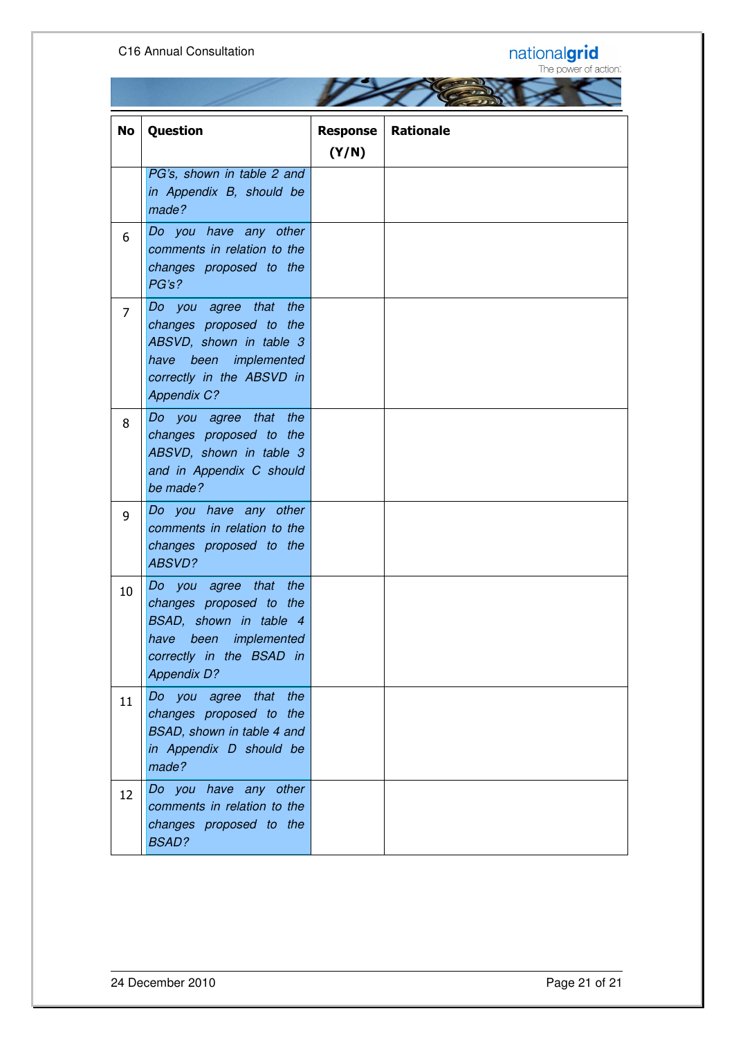| No | Question | Response (Y/N) | Rationale |
|---|---|---|---|
| | *PG's, shown in table 2 and in Appendix B, should be made?* | | |
| 6 | *Do you have any other comments in relation to the changes proposed to the PG's?* | | |
| 7 | *Do you agree that the changes proposed to the ABSVD, shown in table 3 have been implemented correctly in the ABSVD in Appendix C?* | | |
| 8 | *Do you agree that the changes proposed to the ABSVD, shown in table 3 and in Appendix C should be made?* | | |
| 9 | *Do you have any other comments in relation to the changes proposed to the ABSVD?* | | |
| 10 | *Do you agree that the changes proposed to the BSAD, shown in table 4 have been implemented correctly in the BSAD in Appendix D?* | | |
| 11 | *Do you agree that the changes proposed to the BSAD, shown in table 4 and in Appendix D should be made?* | | |
| 12 | *Do you have any other comments in relation to the changes proposed to the BSAD?* | | |